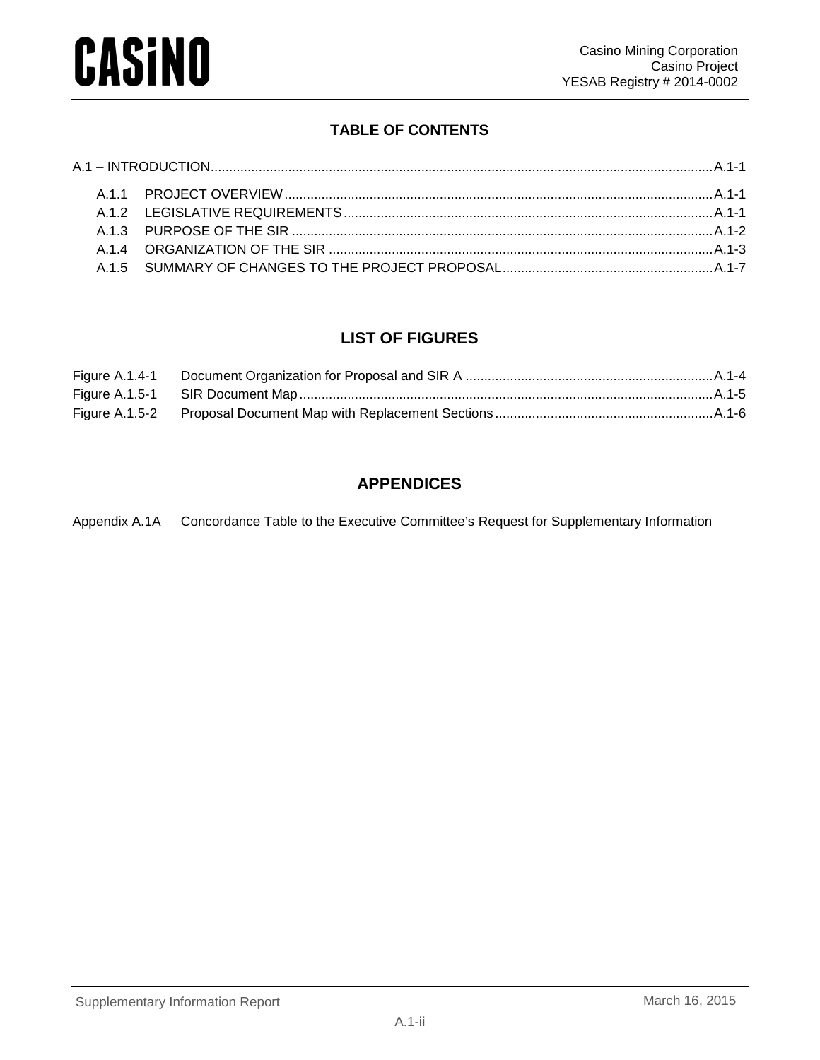## TABLE OF CONTENTS

A.1 – INTRODUCTION ....... A.1-1

- A.1.1 PROJECT OVERVIEW ....... A.1-1
- A.1.2 LEGISLATIVE REQUIREMENTS ....... A.1-1
- A.1.3 PURPOSE OF THE SIR ....... A.1-2
- A.1.4 ORGANIZATION OF THE SIR ....... A.1-3
- A.1.5 SUMMARY OF CHANGES TO THE PROJECT PROPOSAL ....... A.1-7

## LIST OF FIGURES

| | | |
|---|---|---|
| Figure A.1.4-1 | Document Organization for Proposal and SIR A | A.1-4 |
| Figure A.1.5-1 | SIR Document Map | A.1-5 |
| Figure A.1.5-2 | Proposal Document Map with Replacement Sections | A.1-6 |

## APPENDICES

Appendix A.1A Concordance Table to the Executive Committee's Request for Supplementary Information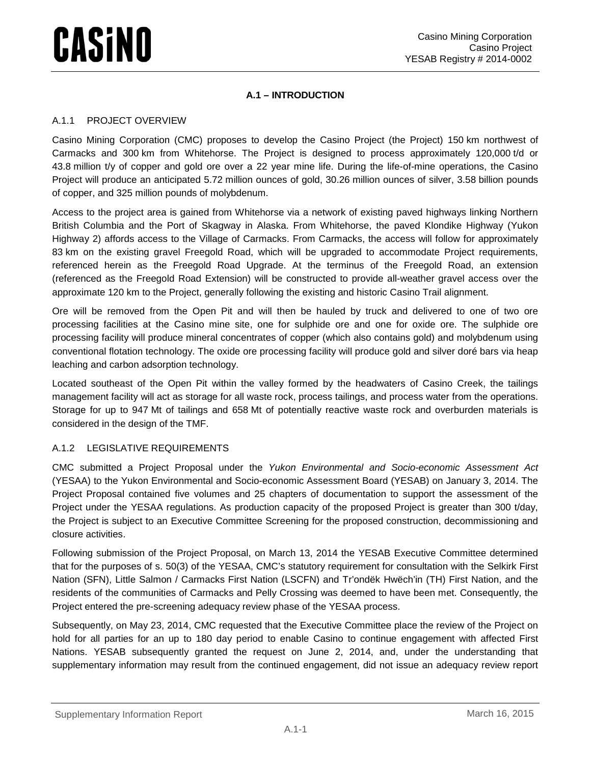## A.1 – INTRODUCTION

### A.1.1 PROJECT OVERVIEW

Casino Mining Corporation (CMC) proposes to develop the Casino Project (the Project) 150 km northwest of Carmacks and 300 km from Whitehorse. The Project is designed to process approximately 120,000 t/d or 43.8 million t/y of copper and gold ore over a 22 year mine life. During the life-of-mine operations, the Casino Project will produce an anticipated 5.72 million ounces of gold, 30.26 million ounces of silver, 3.58 billion pounds of copper, and 325 million pounds of molybdenum.

Access to the project area is gained from Whitehorse via a network of existing paved highways linking Northern British Columbia and the Port of Skagway in Alaska. From Whitehorse, the paved Klondike Highway (Yukon Highway 2) affords access to the Village of Carmacks. From Carmacks, the access will follow for approximately 83 km on the existing gravel Freegold Road, which will be upgraded to accommodate Project requirements, referenced herein as the Freegold Road Upgrade. At the terminus of the Freegold Road, an extension (referenced as the Freegold Road Extension) will be constructed to provide all-weather gravel access over the approximate 120 km to the Project, generally following the existing and historic Casino Trail alignment.

Ore will be removed from the Open Pit and will then be hauled by truck and delivered to one of two ore processing facilities at the Casino mine site, one for sulphide ore and one for oxide ore. The sulphide ore processing facility will produce mineral concentrates of copper (which also contains gold) and molybdenum using conventional flotation technology. The oxide ore processing facility will produce gold and silver doré bars via heap leaching and carbon adsorption technology.

Located southeast of the Open Pit within the valley formed by the headwaters of Casino Creek, the tailings management facility will act as storage for all waste rock, process tailings, and process water from the operations. Storage for up to 947 Mt of tailings and 658 Mt of potentially reactive waste rock and overburden materials is considered in the design of the TMF.

### A.1.2 LEGISLATIVE REQUIREMENTS

CMC submitted a Project Proposal under the *Yukon Environmental and Socio-economic Assessment Act* (YESAA) to the Yukon Environmental and Socio-economic Assessment Board (YESAB) on January 3, 2014. The Project Proposal contained five volumes and 25 chapters of documentation to support the assessment of the Project under the YESAA regulations. As production capacity of the proposed Project is greater than 300 t/day, the Project is subject to an Executive Committee Screening for the proposed construction, decommissioning and closure activities.

Following submission of the Project Proposal, on March 13, 2014 the YESAB Executive Committee determined that for the purposes of s. 50(3) of the YESAA, CMC's statutory requirement for consultation with the Selkirk First Nation (SFN), Little Salmon / Carmacks First Nation (LSCFN) and Tr'ondëk Hwëch'in (TH) First Nation, and the residents of the communities of Carmacks and Pelly Crossing was deemed to have been met. Consequently, the Project entered the pre-screening adequacy review phase of the YESAA process.

Subsequently, on May 23, 2014, CMC requested that the Executive Committee place the review of the Project on hold for all parties for an up to 180 day period to enable Casino to continue engagement with affected First Nations. YESAB subsequently granted the request on June 2, 2014, and, under the understanding that supplementary information may result from the continued engagement, did not issue an adequacy review report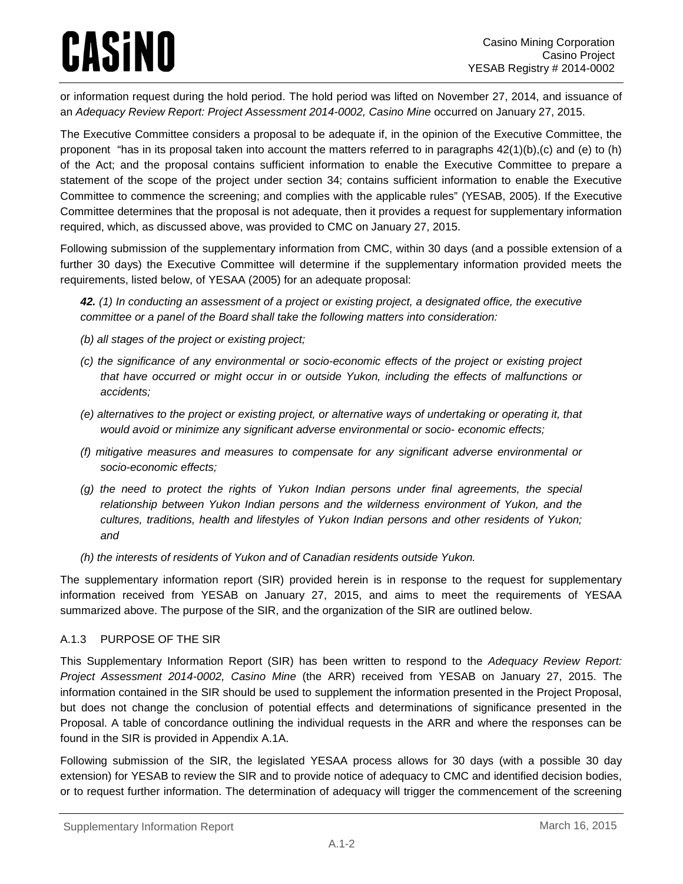or information request during the hold period. The hold period was lifted on November 27, 2014, and issuance of an *Adequacy Review Report: Project Assessment 2014-0002, Casino Mine* occurred on January 27, 2015.

The Executive Committee considers a proposal to be adequate if, in the opinion of the Executive Committee, the proponent "has in its proposal taken into account the matters referred to in paragraphs 42(1)(b),(c) and (e) to (h) of the Act; and the proposal contains sufficient information to enable the Executive Committee to prepare a statement of the scope of the project under section 34; contains sufficient information to enable the Executive Committee to commence the screening; and complies with the applicable rules" (YESAB, 2005). If the Executive Committee determines that the proposal is not adequate, then it provides a request for supplementary information required, which, as discussed above, was provided to CMC on January 27, 2015.

Following submission of the supplementary information from CMC, within 30 days (and a possible extension of a further 30 days) the Executive Committee will determine if the supplementary information provided meets the requirements, listed below, of YESAA (2005) for an adequate proposal:

> ***42.*** *(1) In conducting an assessment of a project or existing project, a designated office, the executive committee or a panel of the Board shall take the following matters into consideration:*
>
> *(b) all stages of the project or existing project;*
>
> *(c) the significance of any environmental or socio-economic effects of the project or existing project that have occurred or might occur in or outside Yukon, including the effects of malfunctions or accidents;*
>
> *(e) alternatives to the project or existing project, or alternative ways of undertaking or operating it, that would avoid or minimize any significant adverse environmental or socio- economic effects;*
>
> *(f) mitigative measures and measures to compensate for any significant adverse environmental or socio-economic effects;*
>
> *(g) the need to protect the rights of Yukon Indian persons under final agreements, the special relationship between Yukon Indian persons and the wilderness environment of Yukon, and the cultures, traditions, health and lifestyles of Yukon Indian persons and other residents of Yukon; and*
>
> *(h) the interests of residents of Yukon and of Canadian residents outside Yukon.*

The supplementary information report (SIR) provided herein is in response to the request for supplementary information received from YESAB on January 27, 2015, and aims to meet the requirements of YESAA summarized above. The purpose of the SIR, and the organization of the SIR are outlined below.

### A.1.3 PURPOSE OF THE SIR

This Supplementary Information Report (SIR) has been written to respond to the *Adequacy Review Report: Project Assessment 2014-0002, Casino Mine* (the ARR) received from YESAB on January 27, 2015. The information contained in the SIR should be used to supplement the information presented in the Project Proposal, but does not change the conclusion of potential effects and determinations of significance presented in the Proposal. A table of concordance outlining the individual requests in the ARR and where the responses can be found in the SIR is provided in Appendix A.1A.

Following submission of the SIR, the legislated YESAA process allows for 30 days (with a possible 30 day extension) for YESAB to review the SIR and to provide notice of adequacy to CMC and identified decision bodies, or to request further information. The determination of adequacy will trigger the commencement of the screening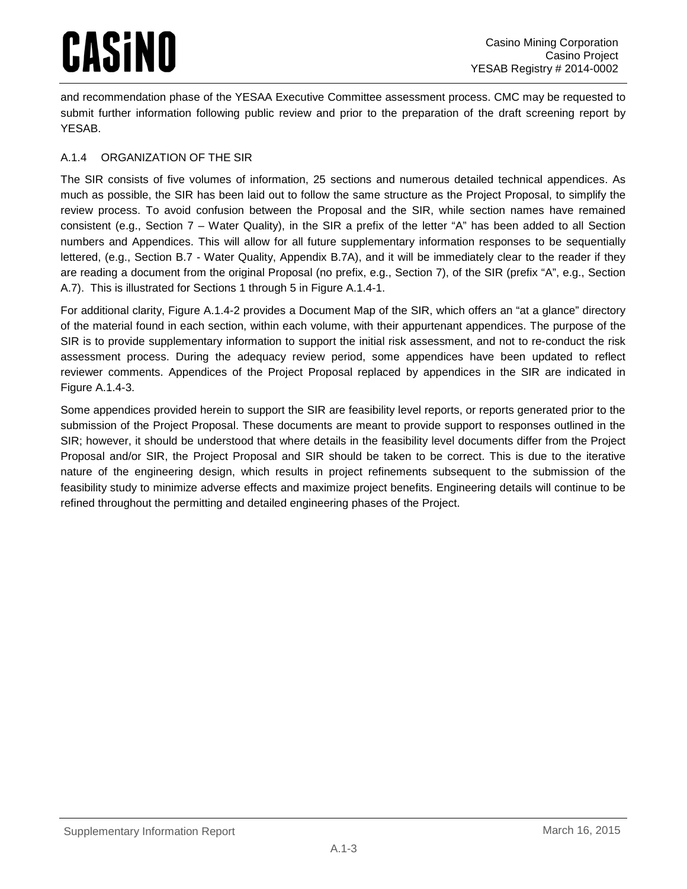and recommendation phase of the YESAA Executive Committee assessment process. CMC may be requested to submit further information following public review and prior to the preparation of the draft screening report by YESAB.

### A.1.4 ORGANIZATION OF THE SIR

The SIR consists of five volumes of information, 25 sections and numerous detailed technical appendices. As much as possible, the SIR has been laid out to follow the same structure as the Project Proposal, to simplify the review process. To avoid confusion between the Proposal and the SIR, while section names have remained consistent (e.g., Section 7 – Water Quality), in the SIR a prefix of the letter "A" has been added to all Section numbers and Appendices. This will allow for all future supplementary information responses to be sequentially lettered, (e.g., Section B.7 - Water Quality, Appendix B.7A), and it will be immediately clear to the reader if they are reading a document from the original Proposal (no prefix, e.g., Section 7), of the SIR (prefix "A", e.g., Section A.7). This is illustrated for Sections 1 through 5 in Figure A.1.4-1.

For additional clarity, Figure A.1.4-2 provides a Document Map of the SIR, which offers an "at a glance" directory of the material found in each section, within each volume, with their appurtenant appendices. The purpose of the SIR is to provide supplementary information to support the initial risk assessment, and not to re-conduct the risk assessment process. During the adequacy review period, some appendices have been updated to reflect reviewer comments. Appendices of the Project Proposal replaced by appendices in the SIR are indicated in Figure A.1.4-3.

Some appendices provided herein to support the SIR are feasibility level reports, or reports generated prior to the submission of the Project Proposal. These documents are meant to provide support to responses outlined in the SIR; however, it should be understood that where details in the feasibility level documents differ from the Project Proposal and/or SIR, the Project Proposal and SIR should be taken to be correct. This is due to the iterative nature of the engineering design, which results in project refinements subsequent to the submission of the feasibility study to minimize adverse effects and maximize project benefits. Engineering details will continue to be refined throughout the permitting and detailed engineering phases of the Project.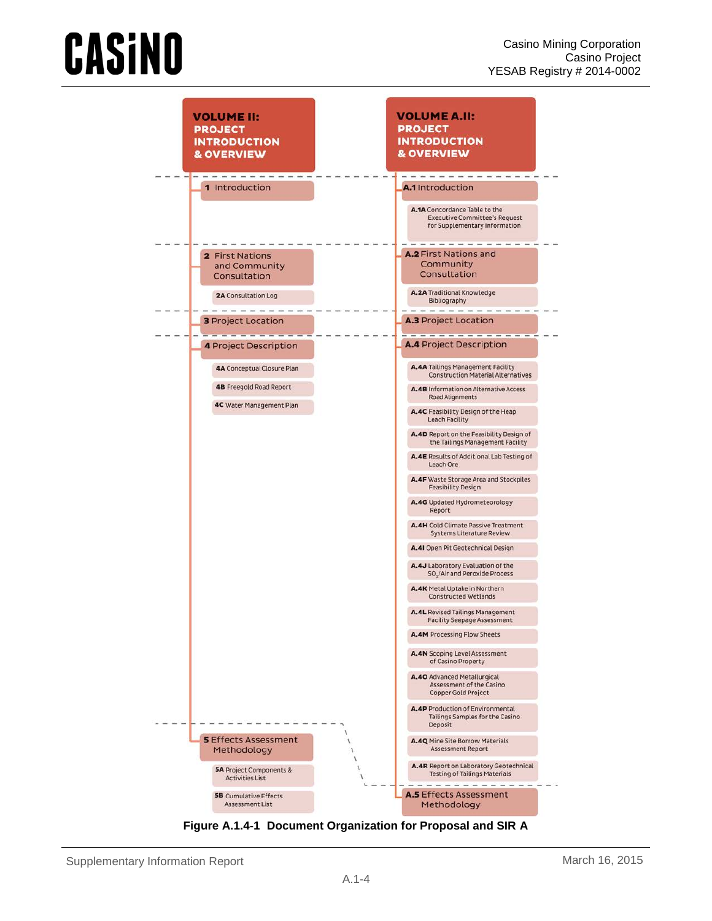**VOLUME II: PROJECT INTRODUCTION & OVERVIEW**

- 1 Introduction
- 2 First Nations and Community Consultation
  - 2A Consultation Log
- 3 Project Location
- 4 Project Description
  - 4A Conceptual Closure Plan
  - 4B Freegold Road Report
  - 4C Water Management Plan
- 5 Effects Assessment Methodology
  - 5A Project Components & Activities List
  - 5B Cumulative Effects Assessment List

**VOLUME A.II: PROJECT INTRODUCTION & OVERVIEW**

- A.1 Introduction
  - A.1A Concordance Table to the Executive Committee's Request for Supplementary Information
- A.2 First Nations and Community Consultation
  - A.2A Traditional Knowledge Bibliography
- A.3 Project Location
- A.4 Project Description
  - A.4A Tailings Management Facility Construction Material Alternatives
  - A.4B Information on Alternative Access Road Alignments
  - A.4C Feasibility Design of the Heap Leach Facility
  - A.4D Report on the Feasibility Design of the Tailings Management Facility
  - A.4E Results of Additional Lab Testing of Leach Ore
  - A.4F Waste Storage Area and Stockpiles Feasibility Design
  - A.4G Updated Hydrometeorology Report
  - A.4H Cold Climate Passive Treatment Systems Literature Review
  - A.4I Open Pit Geotechnical Design
  - A.4J Laboratory Evaluation of the $SO_2$/Air and Peroxide Process
  - A.4K Metal Uptake in Northern Constructed Wetlands
  - A.4L Revised Tailings Management Facility Seepage Assessment
  - A.4M Processing Flow Sheets
  - A.4N Scoping Level Assessment of Casino Property
  - A.4O Advanced Metallurgical Assessment of the Casino Copper Gold Project
  - A.4P Production of Environmental Tailings Samples for the Casino Deposit
  - A.4Q Mine Site Borrow Materials Assessment Report
  - A.4R Report on Laboratory Geotechnical Testing of Tailings Materials
- A.5 Effects Assessment Methodology

**Figure A.1.4-1 Document Organization for Proposal and SIR A**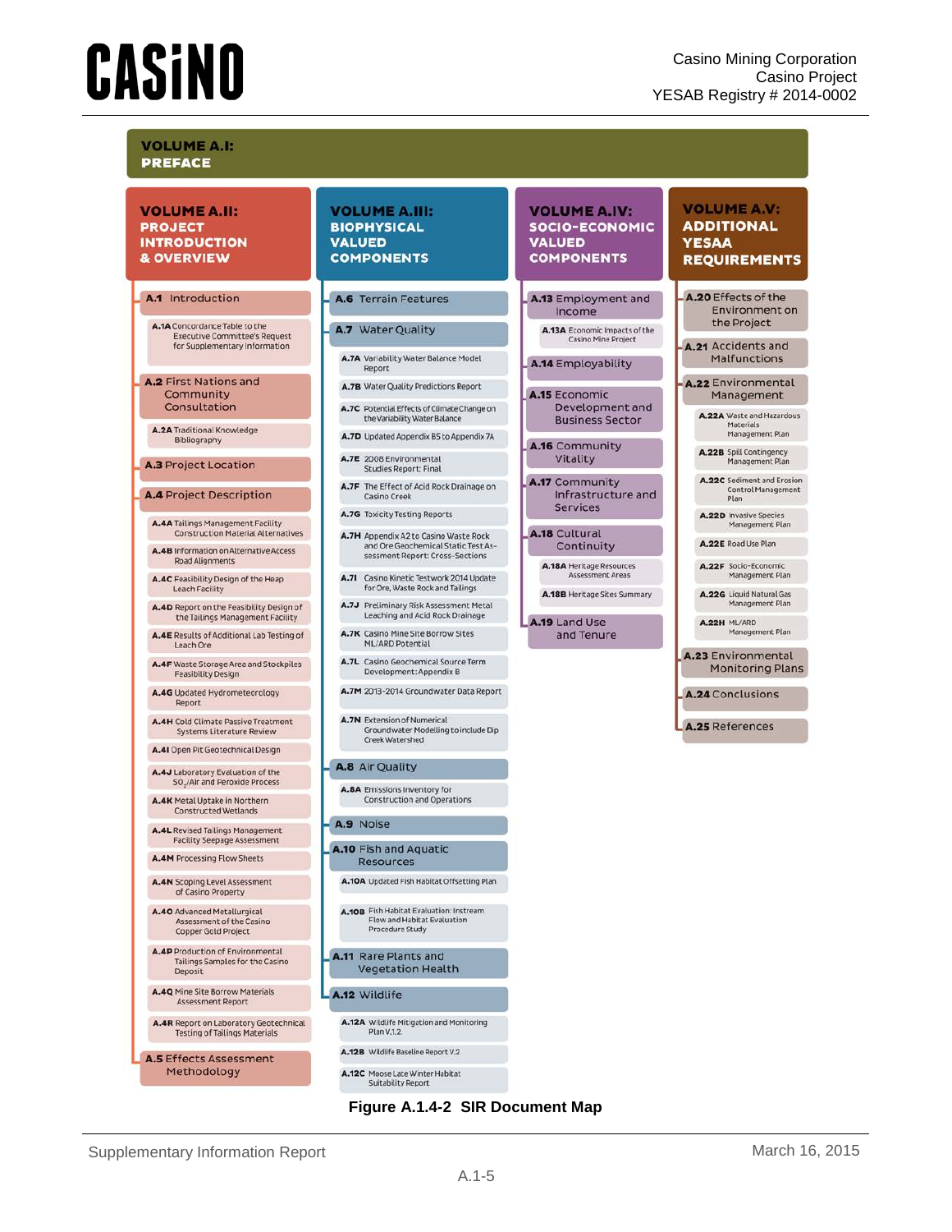## VOLUME A.I: PREFACE

### VOLUME A.II: PROJECT INTRODUCTION & OVERVIEW

- **A.1** Introduction
  - **A.1A** Concordance Table to the Executive Committee's Request for Supplementary Information
- **A.2** First Nations and Community Consultation
  - **A.2A** Traditional Knowledge Bibliography
- **A.3** Project Location
- **A.4** Project Description
  - **A.4A** Tailings Management Facility Construction Material Alternatives
  - **A.4B** Information on Alternative Access Road Alignments
  - **A.4C** Feasibility Design of the Heap Leach Facility
  - **A.4D** Report on the Feasibility Design of the Tailings Management Facility
  - **A.4E** Results of Additional Lab Testing of Leach Ore
  - **A.4F** Waste Storage Area and Stockpiles Feasibility Design
  - **A.4G** Updated Hydrometeorology Report
  - **A.4H** Cold Climate Passive Treatment Systems Literature Review
  - **A.4I** Open Pit Geotechnical Design
  - **A.4J** Laboratory Evaluation of the $SO_2$/Air and Peroxide Process
  - **A.4K** Metal Uptake in Northern Constructed Wetlands
  - **A.4L** Revised Tailings Management Facility Seepage Assessment
  - **A.4M** Processing Flow Sheets
  - **A.4N** Scoping Level Assessment of Casino Property
  - **A.4O** Advanced Metallurgical Assessment of the Casino Copper Gold Project
  - **A.4P** Production of Environmental Tailings Samples for the Casino Deposit
  - **A.4Q** Mine Site Borrow Materials Assessment Report
  - **A.4R** Report on Laboratory Geotechnical Testing of Tailings Materials
- **A.5** Effects Assessment Methodology

### VOLUME A.III: BIOPHYSICAL VALUED COMPONENTS

- **A.6** Terrain Features
- **A.7** Water Quality
  - **A.7A** Variability Water Balance Model Report
  - **A.7B** Water Quality Predictions Report
  - **A.7C** Potential Effects of Climate Change on the Variability Water Balance
  - **A.7D** Updated Appendix B5 to Appendix 7A
  - **A.7E** 2008 Environmental Studies Report: Final
  - **A.7F** The Effect of Acid Rock Drainage on Casino Creek
  - **A.7G** Toxicity Testing Reports
  - **A.7H** Appendix A2 to Casino Waste Rock and Ore Geochemical Static Test Assessment Report: Cross-Sections
  - **A.7I** Casino Kinetic Testwork 2014 Update for Ore, Waste Rock and Tailings
  - **A.7J** Preliminary Risk Assessment Metal Leaching and Acid Rock Drainage
  - **A.7K** Casino Mine Site Borrow Sites ML/ARD Potential
  - **A.7L** Casino Geochemical Source Term Development: Appendix B
  - **A.7M** 2013-2014 Groundwater Data Report
  - **A.7N** Extension of Numerical Groundwater Modelling to include Dip Creek Watershed
- **A.8** Air Quality
  - **A.8A** Emissions Inventory for Construction and Operations
- **A.9** Noise
- **A.10** Fish and Aquatic Resources
  - **A.10A** Updated Fish Habitat Offsetting Plan
  - **A.10B** Fish Habitat Evaluation: Instream Flow and Habitat Evaluation Procedure Study
- **A.11** Rare Plants and Vegetation Health
- **A.12** Wildlife
  - **A.12A** Wildlife Mitigation and Monitoring Plan V.1.2
  - **A.12B** Wildlife Baseline Report V.2
  - **A.12C** Moose Late Winter Habitat Suitability Report

### VOLUME A.IV: SOCIO-ECONOMIC VALUED COMPONENTS

- **A.13** Employment and Income
  - **A.13A** Economic Impacts of the Casino Mine Project
- **A.14** Employability
- **A.15** Economic Development and Business Sector
- **A.16** Community Vitality
- **A.17** Community Infrastructure and Services
- **A.18** Cultural Continuity
  - **A.18A** Heritage Resources Assessment Areas
  - **A.18B** Heritage Sites Summary
- **A.19** Land Use and Tenure

### VOLUME A.V: ADDITIONAL YESAA REQUIREMENTS

- **A.20** Effects of the Environment on the Project
- **A.21** Accidents and Malfunctions
- **A.22** Environmental Management
  - **A.22A** Waste and Hazardous Materials Management Plan
  - **A.22B** Spill Contingency Management Plan
  - **A.22C** Sediment and Erosion Control Management Plan
  - **A.22D** Invasive Species Management Plan
  - **A.22E** Road Use Plan
  - **A.22F** Socio-Economic Management Plan
  - **A.22G** Liquid Natural Gas Management Plan
  - **A.22H** ML/ARD Management Plan
- **A.23** Environmental Monitoring Plans
- **A.24** Conclusions
- **A.25** References

**Figure A.1.4-2 SIR Document Map**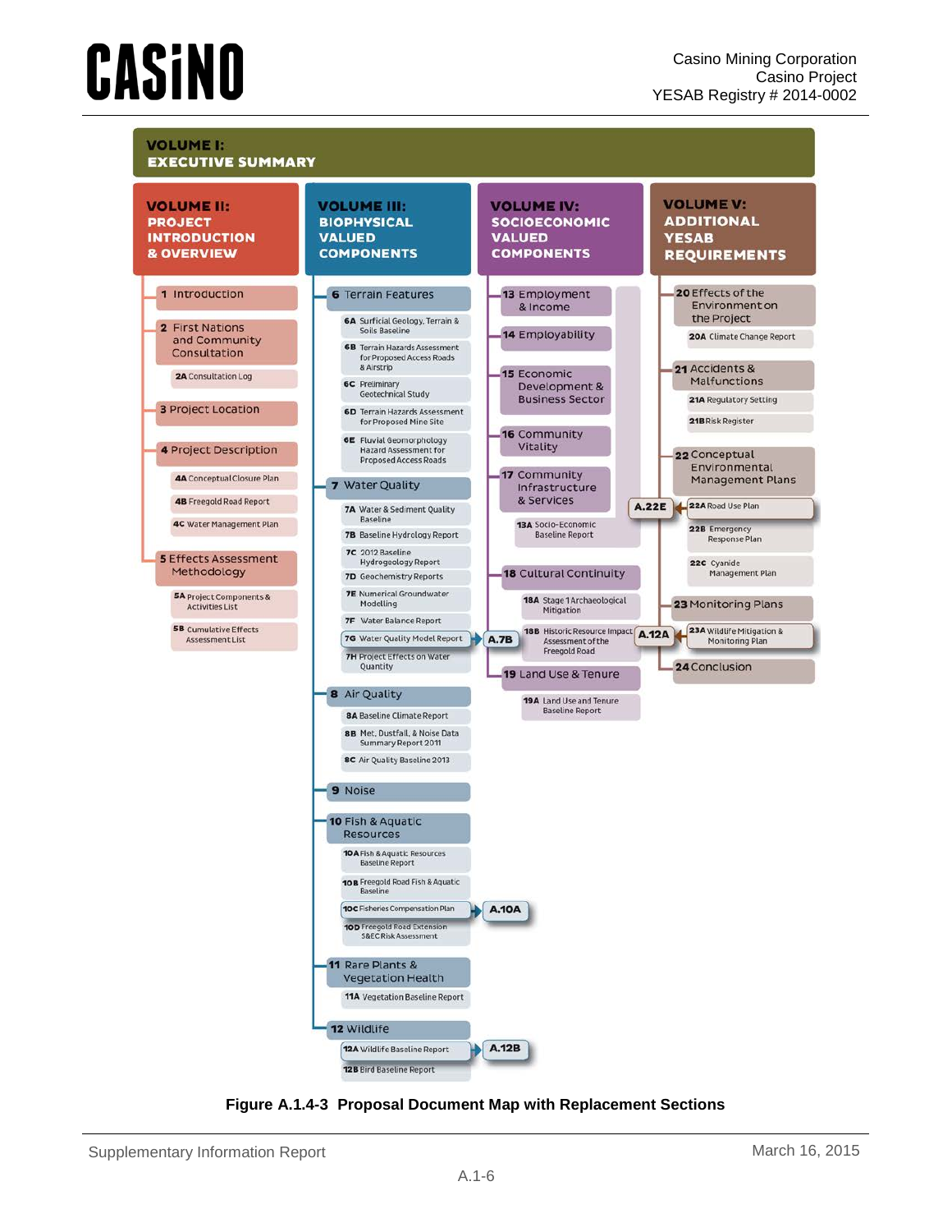# VOLUME I: EXECUTIVE SUMMARY

## VOLUME II: PROJECT INTRODUCTION & OVERVIEW

- 1 Introduction
- 2 First Nations and Community Consultation
  - 2A Consultation Log
- 3 Project Location
- 4 Project Description
  - 4A Conceptual Closure Plan
  - 4B Freegold Road Report
  - 4C Water Management Plan
- 5 Effects Assessment Methodology
  - 5A Project Components & Activities List
  - 5B Cumulative Effects Assessment List

## VOLUME III: BIOPHYSICAL VALUED COMPONENTS

- 6 Terrain Features
  - 6A Surficial Geology, Terrain & Soils Baseline
  - 6B Terrain Hazards Assessment for Proposed Access Roads & Airstrip
  - 6C Preliminary Geotechnical Study
  - 6D Terrain Hazards Assessment for Proposed Mine Site
  - 6E Fluvial Geomorphology Hazard Assessment for Proposed Access Roads
- 7 Water Quality
  - 7A Water & Sediment Quality Baseline
  - 7B Baseline Hydrology Report
  - 7C 2012 Baseline Hydrogeology Report
  - 7D Geochemistry Reports
  - 7E Numerical Groundwater Modelling
  - 7F Water Balance Report
  - 7G Water Quality Model Report → A.7B
  - 7H Project Effects on Water Quantity
- 8 Air Quality
  - 8A Baseline Climate Report
  - 8B Met, Dustfall, & Noise Data Summary Report 2011
  - 8C Air Quality Baseline 2013
- 9 Noise
- 10 Fish & Aquatic Resources
  - 10A Fish & Aquatic Resources Baseline Report
  - 10B Freegold Road Fish & Aquatic Baseline
  - 10C Fisheries Compensation Plan → A.10A
  - 10D Freegold Road Extension S&EC Risk Assessment
- 11 Rare Plants & Vegetation Health
  - 11A Vegetation Baseline Report
- 12 Wildlife
  - 12A Wildlife Baseline Report → A.12B
  - 12B Bird Baseline Report

## VOLUME IV: SOCIOECONOMIC VALUED COMPONENTS

- 13 Employment & Income
- 14 Employability
- 15 Economic Development & Business Sector
- 16 Community Vitality
- 17 Community Infrastructure & Services
  - 13A Socio-Economic Baseline Report
- 18 Cultural Continuity
  - 18A Stage 1 Archaeological Mitigation
  - 18B Historic Resource Impact Assessment of the Freegold Road ← A.12A
- 19 Land Use & Tenure
  - 19A Land Use and Tenure Baseline Report

## VOLUME V: ADDITIONAL YESAB REQUIREMENTS

- 20 Effects of the Environment on the Project
  - 20A Climate Change Report
- 21 Accidents & Malfunctions
  - 21A Regulatory Setting
  - 21B Risk Register
- 22 Conceptual Environmental Management Plans
  - 22A Road Use Plan ← A.22E
  - 22B Emergency Response Plan
  - 22C Cyanide Management Plan
- 23 Monitoring Plans
  - 23A Wildlife Mitigation & Monitoring Plan ← A.12A
- 24 Conclusion

**Figure A.1.4-3 Proposal Document Map with Replacement Sections**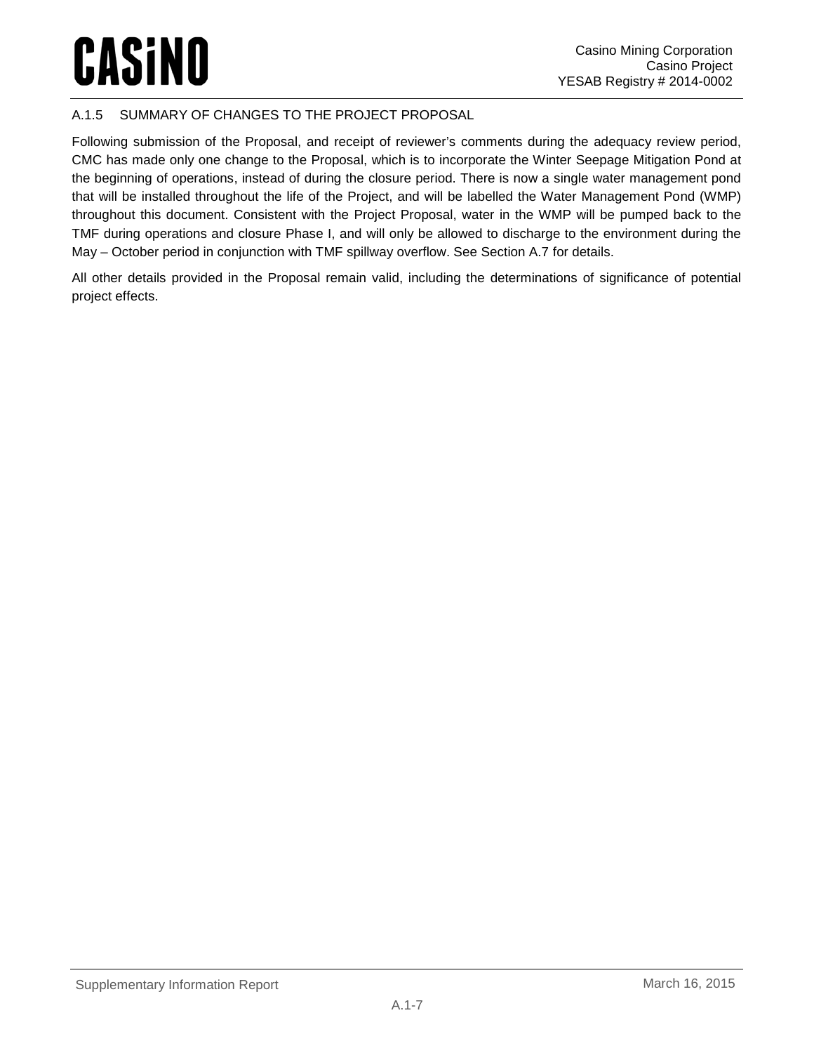### A.1.5 SUMMARY OF CHANGES TO THE PROJECT PROPOSAL

Following submission of the Proposal, and receipt of reviewer's comments during the adequacy review period, CMC has made only one change to the Proposal, which is to incorporate the Winter Seepage Mitigation Pond at the beginning of operations, instead of during the closure period. There is now a single water management pond that will be installed throughout the life of the Project, and will be labelled the Water Management Pond (WMP) throughout this document. Consistent with the Project Proposal, water in the WMP will be pumped back to the TMF during operations and closure Phase I, and will only be allowed to discharge to the environment during the May – October period in conjunction with TMF spillway overflow. See Section A.7 for details.

All other details provided in the Proposal remain valid, including the determinations of significance of potential project effects.